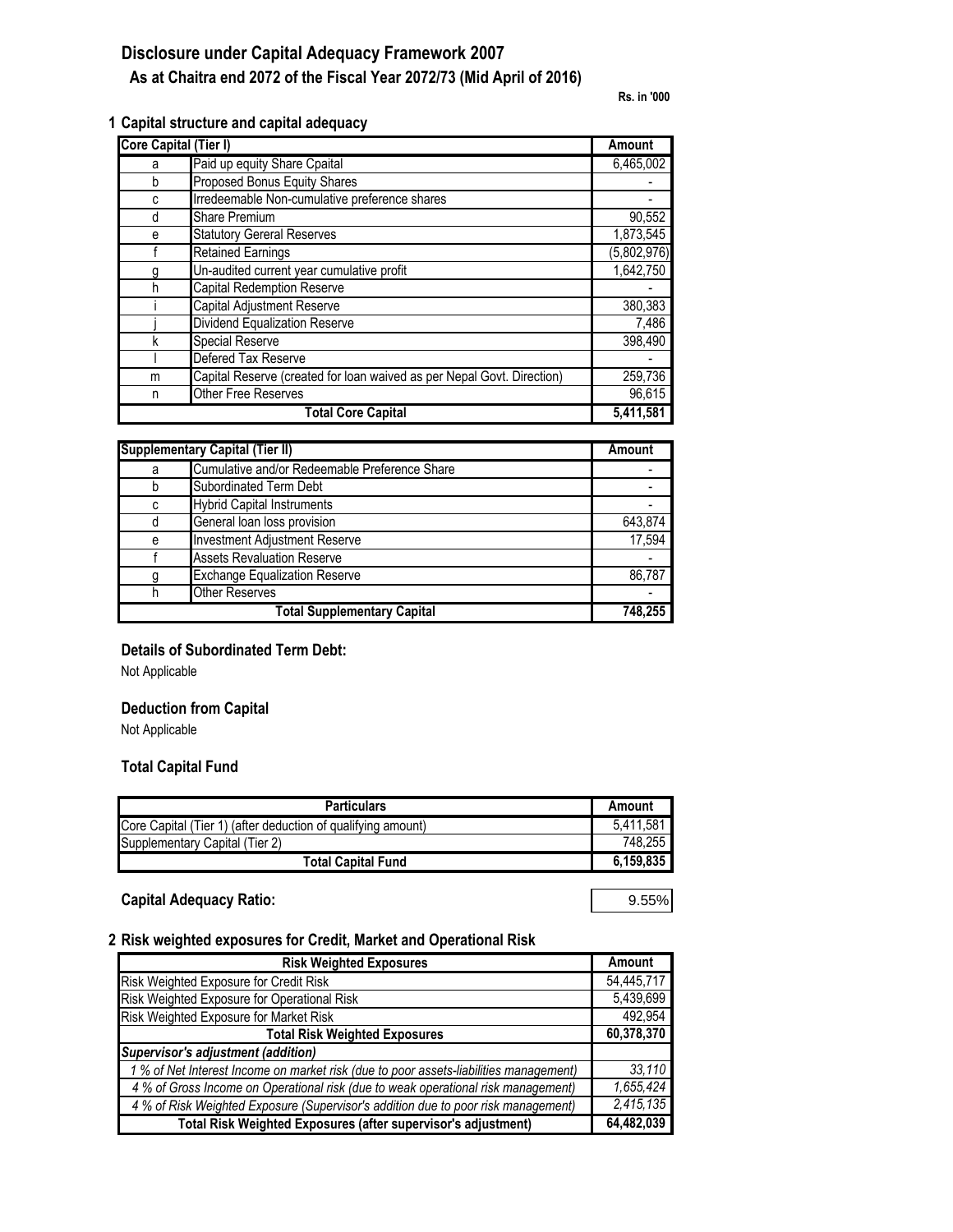# Disclosure under Capital Adequacy Framework 2007

## As at Chaitra end 2072 of the Fiscal Year 2072/73 (Mid April of 2016)

**Rs. in '000**

### 1 Capital structure and capital adequacy

| Core Capital (Tier I) | | Amount |
|---|---|---|
| a | Paid up equity Share Cpaital | 6,465,002 |
| b | Proposed Bonus Equity Shares | - |
| c | Irredeemable Non-cumulative preference shares | - |
| d | Share Premium | 90,552 |
| e | Statutory Gereral Reserves | 1,873,545 |
| f | Retained Earnings | (5,802,976) |
| g | Un-audited current year cumulative profit | 1,642,750 |
| h | Capital Redemption Reserve | - |
| i | Capital Adjustment Reserve | 380,383 |
| j | Dividend Equalization Reserve | 7,486 |
| k | Special Reserve | 398,490 |
| l | Defered Tax Reserve | - |
| m | Capital Reserve (created for loan waived as per Nepal Govt. Direction) | 259,736 |
| n | Other Free Reserves | 96,615 |
| | **Total Core Capital** | **5,411,581** |

| Supplementary Capital (Tier II) | | Amount |
|---|---|---|
| a | Cumulative and/or Redeemable Preference Share | - |
| b | Subordinated Term Debt | - |
| c | Hybrid Capital Instruments | - |
| d | General loan loss provision | 643,874 |
| e | Investment Adjustment Reserve | 17,594 |
| f | Assets Revaluation Reserve | - |
| g | Exchange Equalization Reserve | 86,787 |
| h | Other Reserves | - |
| | **Total Supplementary Capital** | **748,255** |

**Details of Subordinated Term Debt:**

Not Applicable

**Deduction from Capital**

Not Applicable

**Total Capital Fund**

| Particulars | Amount |
|---|---|
| Core Capital (Tier 1) (after deduction of qualifying amount) | 5,411,581 |
| Supplementary Capital (Tier 2) | 748,255 |
| **Total Capital Fund** | **6,159,835** |

**Capital Adequacy Ratio:** 9.55%

### 2 Risk weighted exposures for Credit, Market and Operational Risk

| Risk Weighted Exposures | Amount |
|---|---|
| Risk Weighted Exposure for Credit Risk | 54,445,717 |
| Risk Weighted Exposure for Operational Risk | 5,439,699 |
| Risk Weighted Exposure for Market Risk | 492,954 |
| **Total Risk Weighted Exposures** | **60,378,370** |
| ***Supervisor's adjustment (addition)*** | |
| *1 % of Net Interest Income on market risk (due to poor assets-liabilities management)* | *33,110* |
| *4 % of Gross Income on Operational risk (due to weak operational risk management)* | *1,655,424* |
| *4 % of Risk Weighted Exposure (Supervisor's addition due to poor risk management)* | *2,415,135* |
| **Total Risk Weighted Exposures (after supervisor's adjustment)** | **64,482,039** |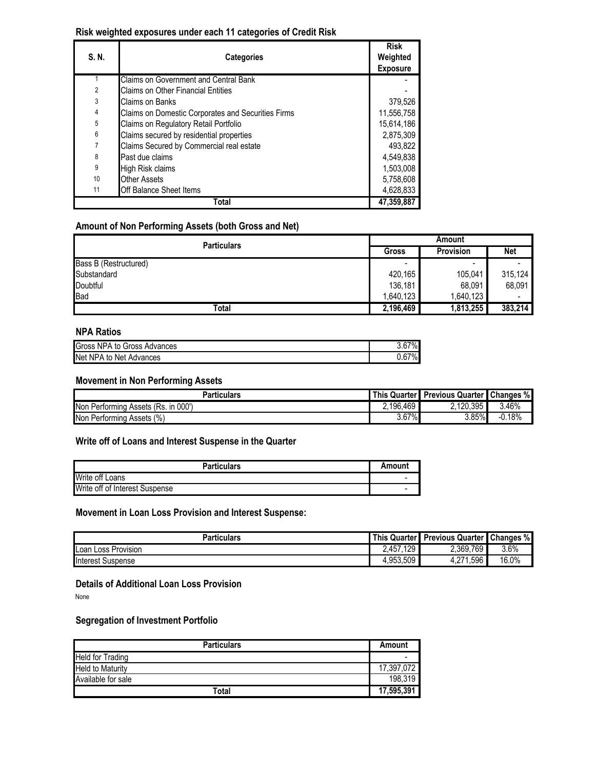### Risk weighted exposures under each 11 categories of Credit Risk

| S. N. | Categories | Risk Weighted Exposure |
|---|---|---|
| 1 | Claims on Government and Central Bank | - |
| 2 | Claims on Other Financial Entities | - |
| 3 | Claims on Banks | 379,526 |
| 4 | Claims on Domestic Corporates and Securities Firms | 11,556,758 |
| 5 | Claims on Regulatory Retail Portfolio | 15,614,186 |
| 6 | Claims secured by residential properties | 2,875,309 |
| 7 | Claims Secured by Commercial real estate | 493,822 |
| 8 | Past due claims | 4,549,838 |
| 9 | High Risk claims | 1,503,008 |
| 10 | Other Assets | 5,758,608 |
| 11 | Off Balance Sheet Items | 4,628,833 |
| | **Total** | **47,359,887** |

### Amount of Non Performing Assets (both Gross and Net)

| Particulars | Amount | | |
|---|---|---|---|
| | Gross | Provision | Net |
| Bass B (Restructured) | - | - | - |
| Substandard | 420,165 | 105,041 | 315,124 |
| Doubtful | 136,181 | 68,091 | 68,091 |
| Bad | 1,640,123 | 1,640,123 | - |
| **Total** | **2,196,469** | **1,813,255** | **383,214** |

### NPA Ratios

| | |
|---|---|
| Gross NPA to Gross Advances | 3.67% |
| Net NPA to Net Advances | 0.67% |

### Movement in Non Performing Assets

| Particulars | This Quarter | Previous Quarter | Changes % |
|---|---|---|---|
| Non Performing Assets (Rs. in 000') | 2,196,469 | 2,120,395 | 3.46% |
| Non Performing Assets (%) | 3.67% | 3.85% | -0.18% |

### Write off of Loans and Interest Suspense in the Quarter

| Particulars | Amount |
|---|---|
| Write off Loans | - |
| Write off of Interest Suspense | - |

### Movement in Loan Loss Provision and Interest Suspense:

| Particulars | This Quarter | Previous Quarter | Changes % |
|---|---|---|---|
| Loan Loss Provision | 2,457,129 | 2,369,769 | 3.6% |
| Interest Suspense | 4,953,509 | 4,271,596 | 16.0% |

### Details of Additional Loan Loss Provision

None

### Segregation of Investment Portfolio

| Particulars | Amount |
|---|---|
| Held for Trading | - |
| Held to Maturity | 17,397,072 |
| Available for sale | 198,319 |
| **Total** | **17,595,391** |